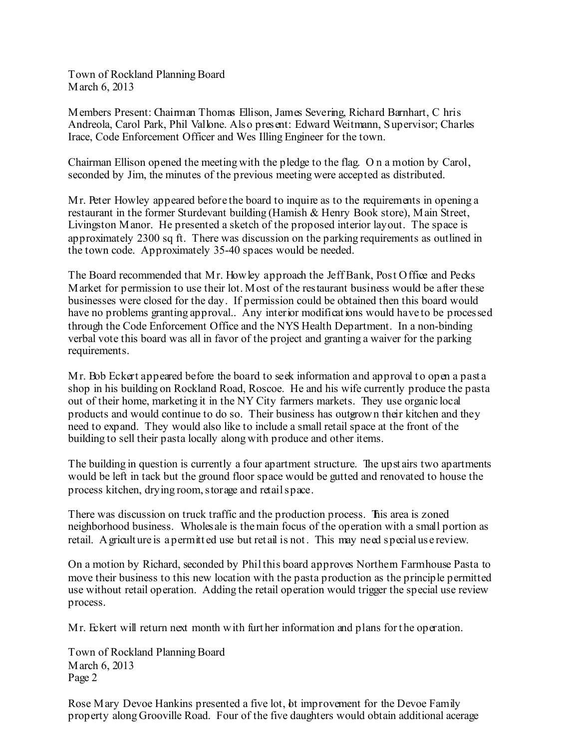Town of Rockland Planning Board
March 6, 2013

Members Present: Chairman Thomas Ellison, James Severing, Richard Barnhart, Chris Andreola, Carol Park, Phil Vallone. Also present: Edward Weitmann, Supervisor; Charles Irace, Code Enforcement Officer and Wes Illing Engineer for the town.

Chairman Ellison opened the meeting with the pledge to the flag. On a motion by Carol, seconded by Jim, the minutes of the previous meeting were accepted as distributed.

Mr. Peter Howley appeared before the board to inquire as to the requirements in opening a restaurant in the former Sturdevant building (Hamish & Henry Book store), Main Street, Livingston Manor. He presented a sketch of the proposed interior layout. The space is approximately 2300 sq ft. There was discussion on the parking requirements as outlined in the town code. Approximately 35-40 spaces would be needed.

The Board recommended that Mr. Howley approach the Jeff Bank, Post Office and Pecks Market for permission to use their lot. Most of the restaurant business would be after these businesses were closed for the day. If permission could be obtained then this board would have no problems granting approval.. Any interior modifications would have to be processed through the Code Enforcement Office and the NYS Health Department. In a non-binding verbal vote this board was all in favor of the project and granting a waiver for the parking requirements.

Mr. Bob Eckert appeared before the board to seek information and approval to open a pasta shop in his building on Rockland Road, Roscoe. He and his wife currently produce the pasta out of their home, marketing it in the NY City farmers markets. They use organic local products and would continue to do so. Their business has outgrown their kitchen and they need to expand. They would also like to include a small retail space at the front of the building to sell their pasta locally along with produce and other items.

The building in question is currently a four apartment structure. The upstairs two apartments would be left in tack but the ground floor space would be gutted and renovated to house the process kitchen, drying room, storage and retail space.

There was discussion on truck traffic and the production process. This area is zoned neighborhood business. Wholesale is the main focus of the operation with a small portion as retail. Agriculture is a permitted use but retail is not. This may need special use review.

On a motion by Richard, seconded by Phil this board approves Northern Farmhouse Pasta to move their business to this new location with the pasta production as the principle permitted use without retail operation. Adding the retail operation would trigger the special use review process.

Mr. Eckert will return next month with further information and plans for the operation.

Town of Rockland Planning Board
March 6, 2013
Page 2

Rose Mary Devoe Hankins presented a five lot, lot improvement for the Devoe Family property along Grooville Road. Four of the five daughters would obtain additional acerage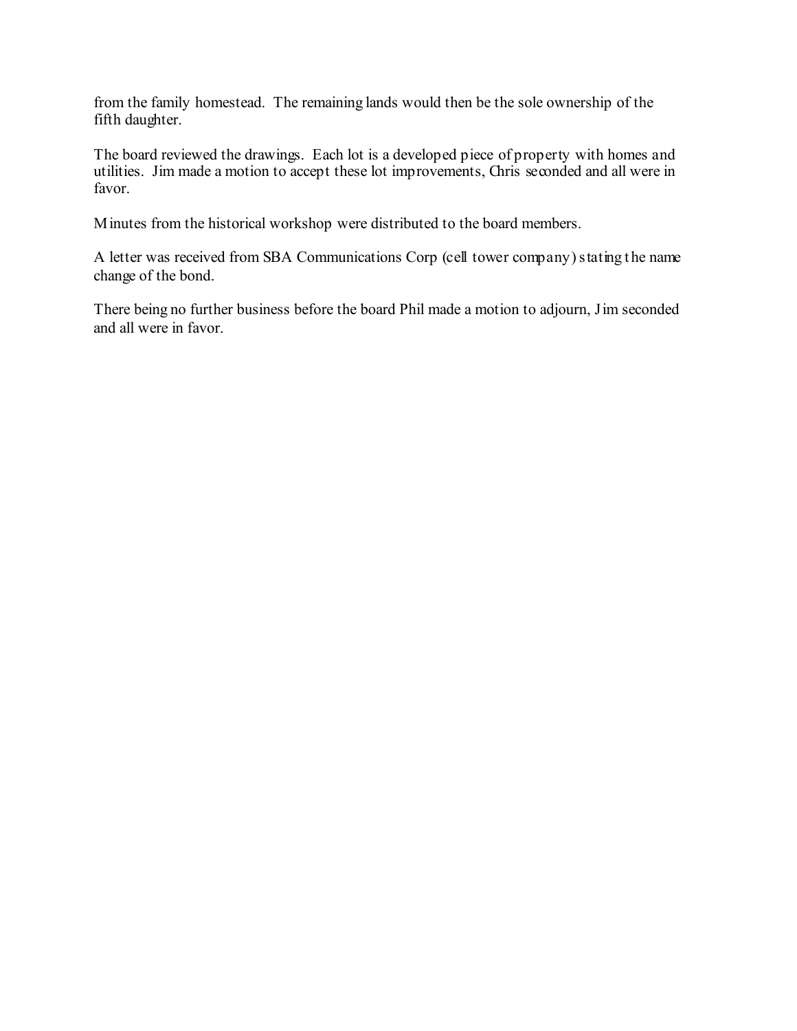from the family homestead. The remaining lands would then be the sole ownership of the fifth daughter.

The board reviewed the drawings. Each lot is a developed piece of property with homes and utilities. Jim made a motion to accept these lot improvements, Chris seconded and all were in favor.

Minutes from the historical workshop were distributed to the board members.

A letter was received from SBA Communications Corp (cell tower company) stating the name change of the bond.

There being no further business before the board Phil made a motion to adjourn, Jim seconded and all were in favor.